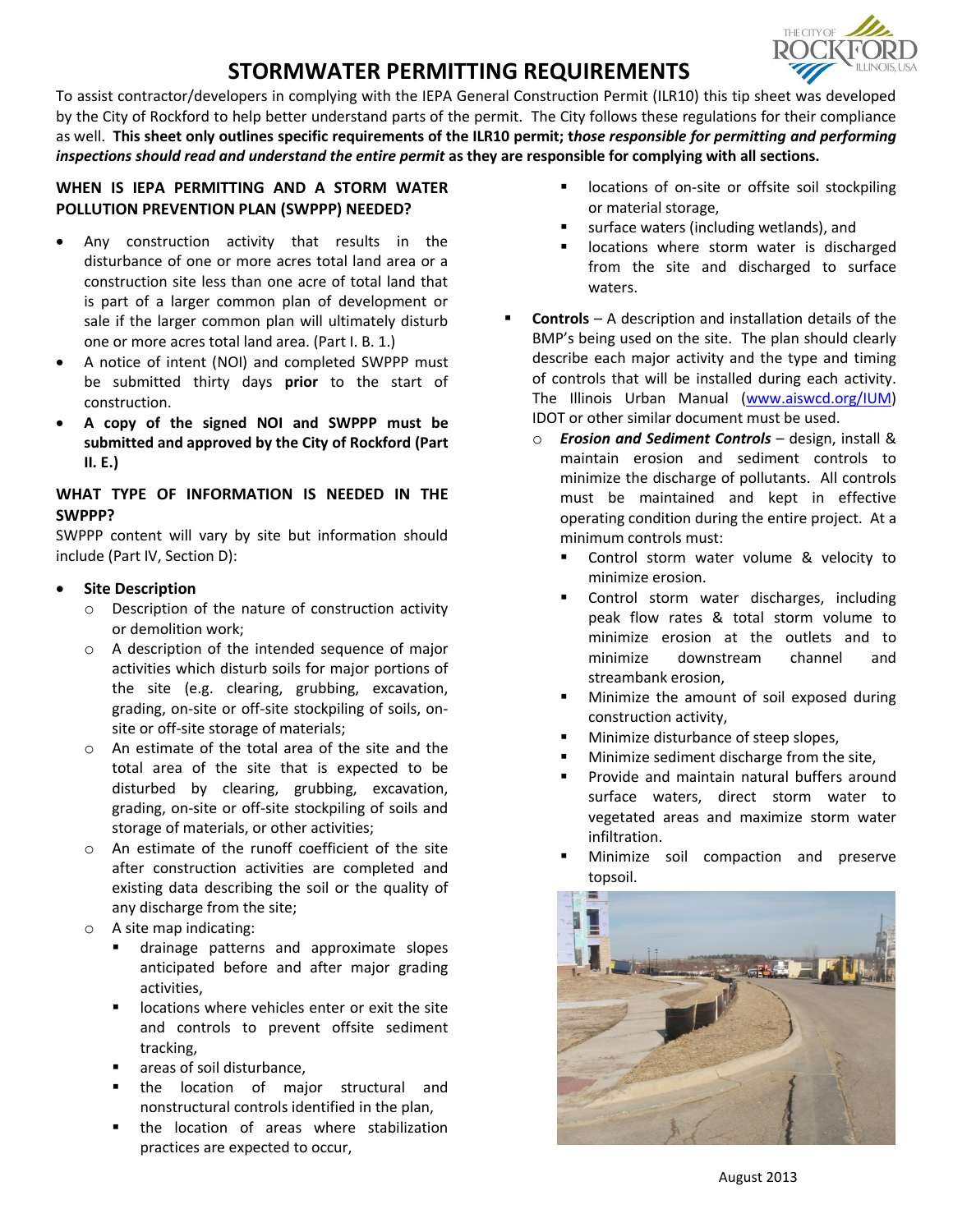# STORMWATER PERMITTING REQUIREMENTS

To assist contractor/developers in complying with the IEPA General Construction Permit (ILR10) this tip sheet was developed by the City of Rockford to help better understand parts of the permit. The City follows these regulations for their compliance as well. **This sheet only outlines specific requirements of the ILR10 permit; t*hose responsible for permitting and performing inspections should read and understand the entire permit* as they are responsible for complying with all sections.**

## WHEN IS IEPA PERMITTING AND A STORM WATER POLLUTION PREVENTION PLAN (SWPPP) NEEDED?

- Any construction activity that results in the disturbance of one or more acres total land area or a construction site less than one acre of total land that is part of a larger common plan of development or sale if the larger common plan will ultimately disturb one or more acres total land area. (Part I. B. 1.)
- A notice of intent (NOI) and completed SWPPP must be submitted thirty days **prior** to the start of construction.
- **A copy of the signed NOI and SWPPP must be submitted and approved by the City of Rockford (Part II. E.)**

## WHAT TYPE OF INFORMATION IS NEEDED IN THE SWPPP?

SWPPP content will vary by site but information should include (Part IV, Section D):

- **Site Description**
  - Description of the nature of construction activity or demolition work;
  - A description of the intended sequence of major activities which disturb soils for major portions of the site (e.g. clearing, grubbing, excavation, grading, on-site or off-site stockpiling of soils, on-site or off-site storage of materials;
  - An estimate of the total area of the site and the total area of the site that is expected to be disturbed by clearing, grubbing, excavation, grading, on-site or off-site stockpiling of soils and storage of materials, or other activities;
  - An estimate of the runoff coefficient of the site after construction activities are completed and existing data describing the soil or the quality of any discharge from the site;
  - A site map indicating:
    - drainage patterns and approximate slopes anticipated before and after major grading activities,
    - locations where vehicles enter or exit the site and controls to prevent offsite sediment tracking,
    - areas of soil disturbance,
    - the location of major structural and nonstructural controls identified in the plan,
    - the location of areas where stabilization practices are expected to occur,
    - locations of on-site or offsite soil stockpiling or material storage,
    - surface waters (including wetlands), and
    - locations where storm water is discharged from the site and discharged to surface waters.
- **Controls** – A description and installation details of the BMP's being used on the site. The plan should clearly describe each major activity and the type and timing of controls that will be installed during each activity. The Illinois Urban Manual (www.aiswcd.org/IUM) IDOT or other similar document must be used.
  - ***Erosion and Sediment Controls*** – design, install & maintain erosion and sediment controls to minimize the discharge of pollutants. All controls must be maintained and kept in effective operating condition during the entire project. At a minimum controls must:
    - Control storm water volume & velocity to minimize erosion.
    - Control storm water discharges, including peak flow rates & total storm volume to minimize erosion at the outlets and to minimize downstream channel and streambank erosion,
    - Minimize the amount of soil exposed during construction activity,
    - Minimize disturbance of steep slopes,
    - Minimize sediment discharge from the site,
    - Provide and maintain natural buffers around surface waters, direct storm water to vegetated areas and maximize storm water infiltration.
    - Minimize soil compaction and preserve topsoil.

August 2013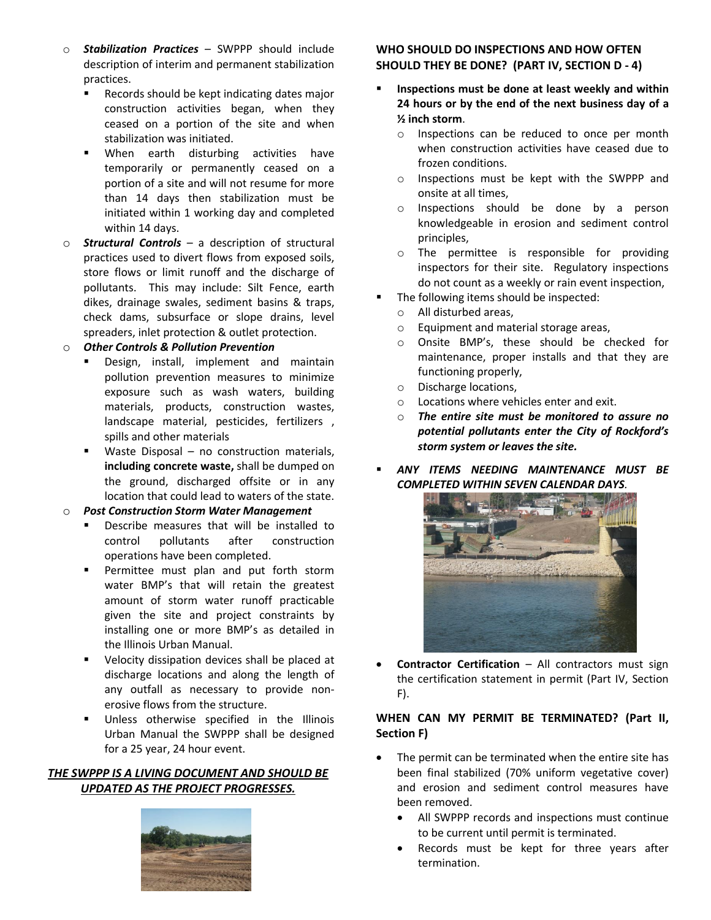- *Stabilization Practices* – SWPPP should include description of interim and permanent stabilization practices.
  - Records should be kept indicating dates major construction activities began, when they ceased on a portion of the site and when stabilization was initiated.
  - When earth disturbing activities have temporarily or permanently ceased on a portion of a site and will not resume for more than 14 days then stabilization must be initiated within 1 working day and completed within 14 days.
- *Structural Controls* – a description of structural practices used to divert flows from exposed soils, store flows or limit runoff and the discharge of pollutants. This may include: Silt Fence, earth dikes, drainage swales, sediment basins & traps, check dams, subsurface or slope drains, level spreaders, inlet protection & outlet protection.
- *Other Controls & Pollution Prevention*
  - Design, install, implement and maintain pollution prevention measures to minimize exposure such as wash waters, building materials, products, construction wastes, landscape material, pesticides, fertilizers , spills and other materials
  - Waste Disposal – no construction materials, **including concrete waste,** shall be dumped on the ground, discharged offsite or in any location that could lead to waters of the state.
- *Post Construction Storm Water Management*
  - Describe measures that will be installed to control pollutants after construction operations have been completed.
  - Permittee must plan and put forth storm water BMP's that will retain the greatest amount of storm water runoff practicable given the site and project constraints by installing one or more BMP's as detailed in the Illinois Urban Manual.
  - Velocity dissipation devices shall be placed at discharge locations and along the length of any outfall as necessary to provide non-erosive flows from the structure.
  - Unless otherwise specified in the Illinois Urban Manual the SWPPP shall be designed for a 25 year, 24 hour event.

***THE SWPPP IS A LIVING DOCUMENT AND SHOULD BE UPDATED AS THE PROJECT PROGRESSES.***

**WHO SHOULD DO INSPECTIONS AND HOW OFTEN SHOULD THEY BE DONE? (PART IV, SECTION D - 4)**

- **Inspections must be done at least weekly and within 24 hours or by the end of the next business day of a ½ inch storm**.
  - Inspections can be reduced to once per month when construction activities have ceased due to frozen conditions.
  - Inspections must be kept with the SWPPP and onsite at all times,
  - Inspections should be done by a person knowledgeable in erosion and sediment control principles,
  - The permittee is responsible for providing inspectors for their site. Regulatory inspections do not count as a weekly or rain event inspection,
- The following items should be inspected:
  - All disturbed areas,
  - Equipment and material storage areas,
  - Onsite BMP's, these should be checked for maintenance, proper installs and that they are functioning properly,
  - Discharge locations,
  - Locations where vehicles enter and exit.
  - ***The entire site must be monitored to assure no potential pollutants enter the City of Rockford's storm system or leaves the site.***
- ***ANY ITEMS NEEDING MAINTENANCE MUST BE COMPLETED WITHIN SEVEN CALENDAR DAYS***.

- **Contractor Certification** – All contractors must sign the certification statement in permit (Part IV, Section F).

**WHEN CAN MY PERMIT BE TERMINATED? (Part II, Section F)**

- The permit can be terminated when the entire site has been final stabilized (70% uniform vegetative cover) and erosion and sediment control measures have been removed.
  - All SWPPP records and inspections must continue to be current until permit is terminated.
  - Records must be kept for three years after termination.